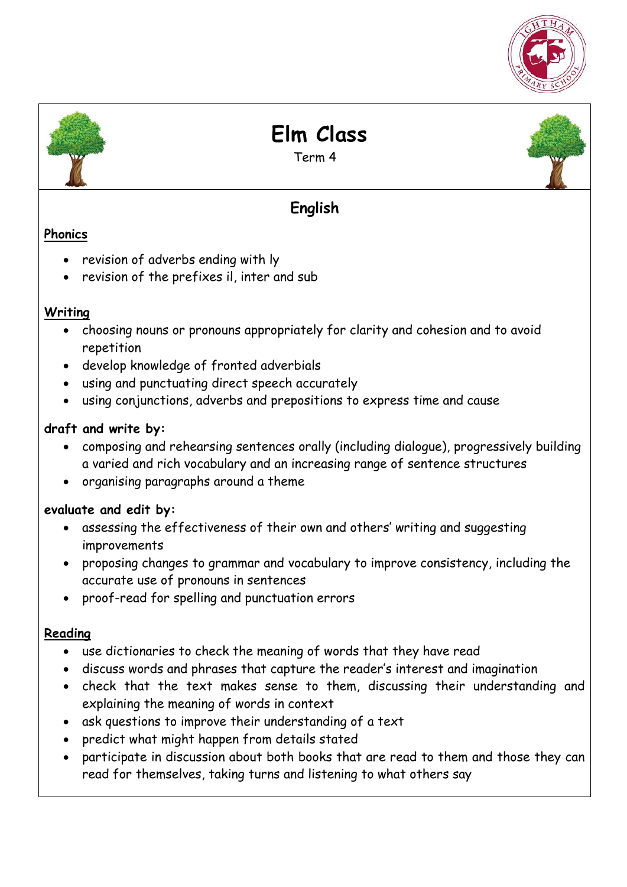# Elm Class

Term 4

## English

### Phonics

- revision of adverbs ending with ly
- revision of the prefixes il, inter and sub

### Writing

- choosing nouns or pronouns appropriately for clarity and cohesion and to avoid repetition
- develop knowledge of fronted adverbials
- using and punctuating direct speech accurately
- using conjunctions, adverbs and prepositions to express time and cause

**draft and write by:**

- composing and rehearsing sentences orally (including dialogue), progressively building a varied and rich vocabulary and an increasing range of sentence structures
- organising paragraphs around a theme

**evaluate and edit by:**

- assessing the effectiveness of their own and others' writing and suggesting improvements
- proposing changes to grammar and vocabulary to improve consistency, including the accurate use of pronouns in sentences
- proof-read for spelling and punctuation errors

### Reading

- use dictionaries to check the meaning of words that they have read
- discuss words and phrases that capture the reader's interest and imagination
- check that the text makes sense to them, discussing their understanding and explaining the meaning of words in context
- ask questions to improve their understanding of a text
- predict what might happen from details stated
- participate in discussion about both books that are read to them and those they can read for themselves, taking turns and listening to what others say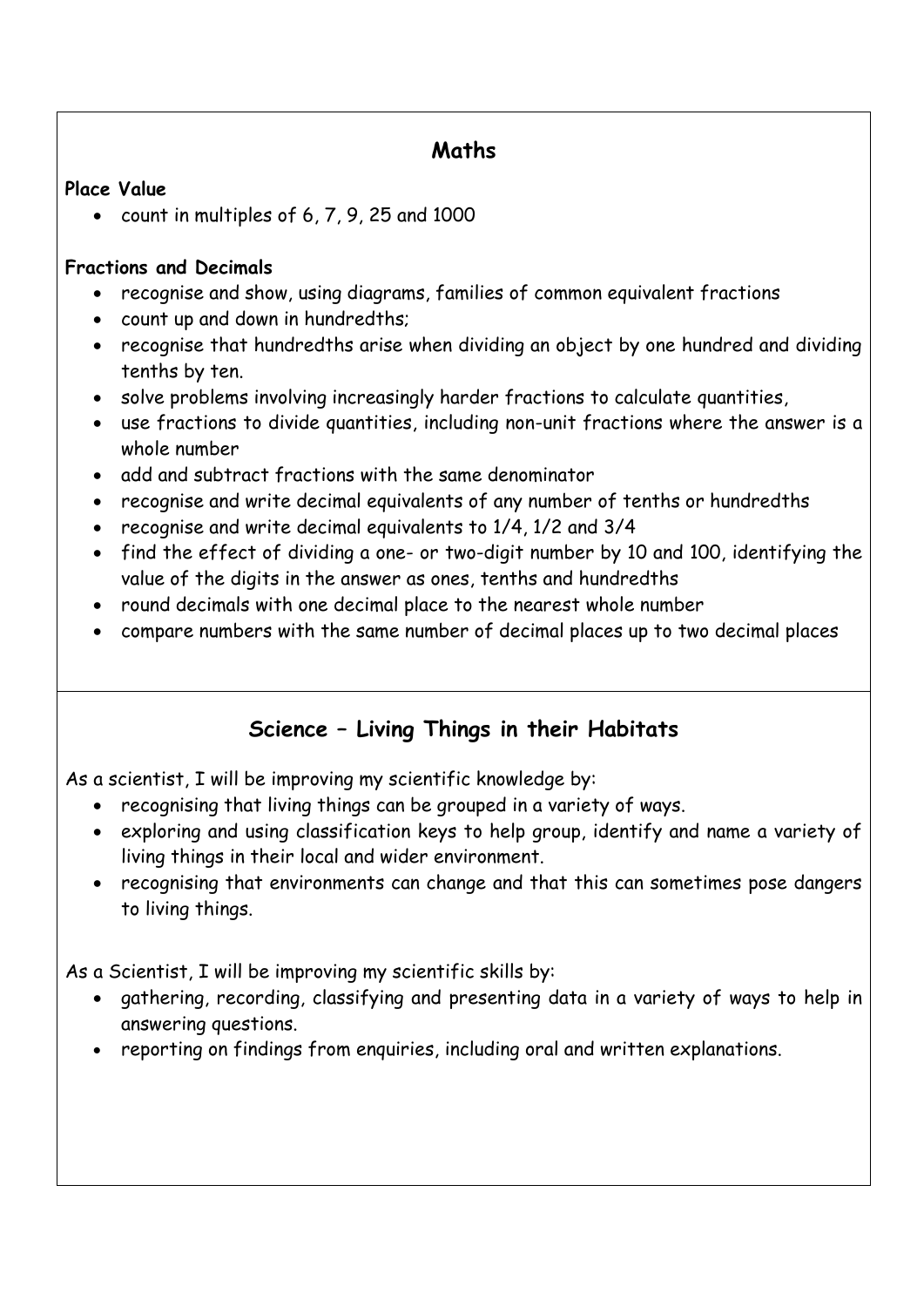## Maths

**Place Value**

- count in multiples of 6, 7, 9, 25 and 1000

**Fractions and Decimals**

- recognise and show, using diagrams, families of common equivalent fractions
- count up and down in hundredths;
- recognise that hundredths arise when dividing an object by one hundred and dividing tenths by ten.
- solve problems involving increasingly harder fractions to calculate quantities,
- use fractions to divide quantities, including non-unit fractions where the answer is a whole number
- add and subtract fractions with the same denominator
- recognise and write decimal equivalents of any number of tenths or hundredths
- recognise and write decimal equivalents to 1/4, 1/2 and 3/4
- find the effect of dividing a one- or two-digit number by 10 and 100, identifying the value of the digits in the answer as ones, tenths and hundredths
- round decimals with one decimal place to the nearest whole number
- compare numbers with the same number of decimal places up to two decimal places

## Science – Living Things in their Habitats

As a scientist, I will be improving my scientific knowledge by:

- recognising that living things can be grouped in a variety of ways.
- exploring and using classification keys to help group, identify and name a variety of living things in their local and wider environment.
- recognising that environments can change and that this can sometimes pose dangers to living things.

As a Scientist, I will be improving my scientific skills by:

- gathering, recording, classifying and presenting data in a variety of ways to help in answering questions.
- reporting on findings from enquiries, including oral and written explanations.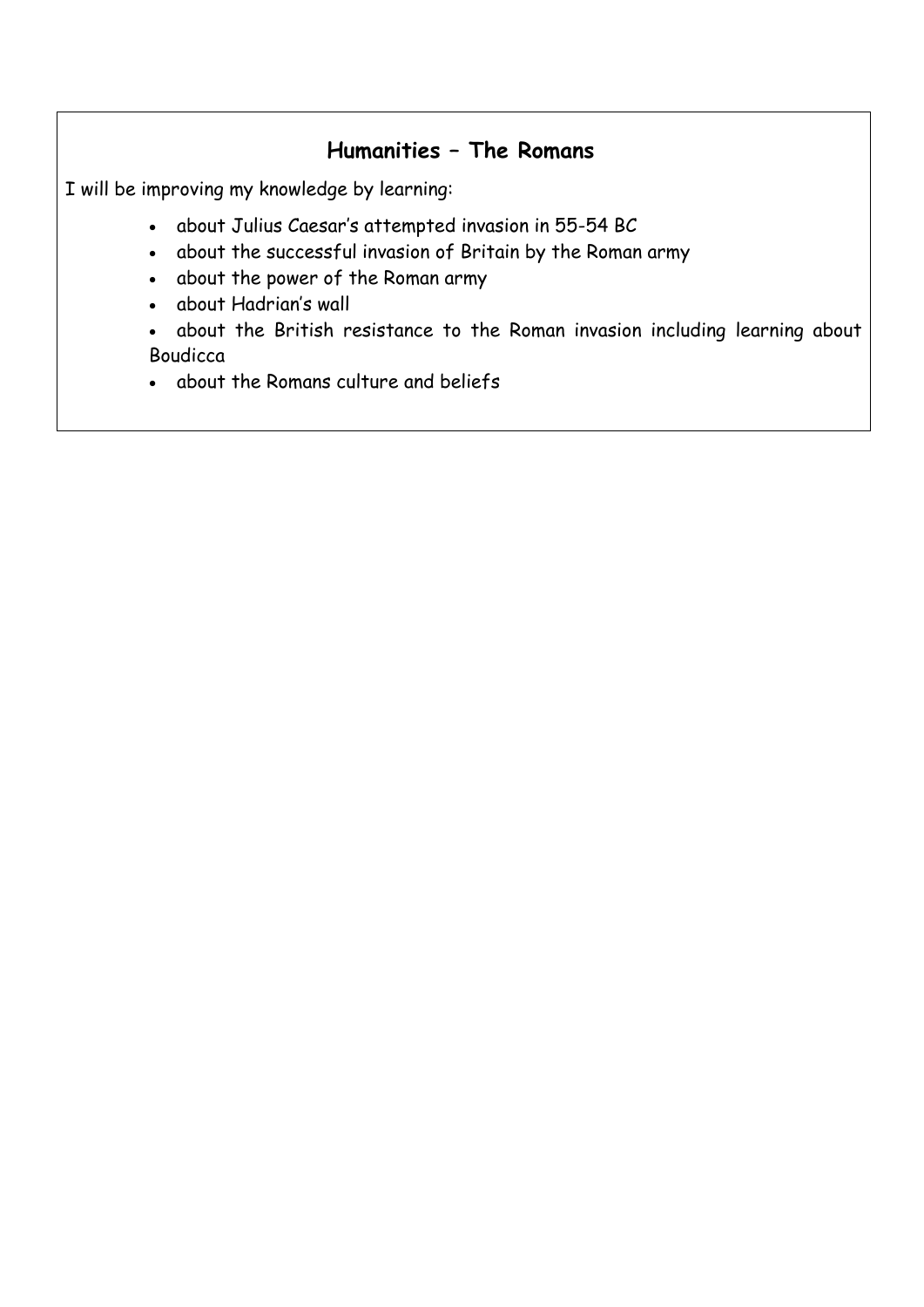## Humanities – The Romans

I will be improving my knowledge by learning:

- about Julius Caesar's attempted invasion in 55-54 BC
- about the successful invasion of Britain by the Roman army
- about the power of the Roman army
- about Hadrian's wall
- about the British resistance to the Roman invasion including learning about Boudicca
- about the Romans culture and beliefs